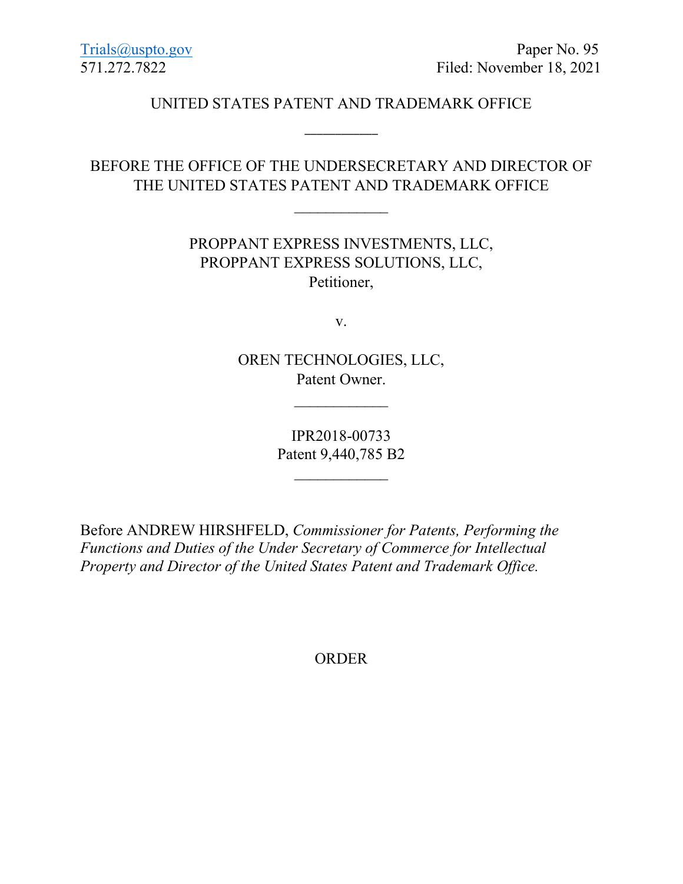Trials@uspto.gov
571.272.7822

Paper No. 95
Filed: November 18, 2021

UNITED STATES PATENT AND TRADEMARK OFFICE

---

BEFORE THE OFFICE OF THE UNDERSECRETARY AND DIRECTOR OF THE UNITED STATES PATENT AND TRADEMARK OFFICE

---

PROPPANT EXPRESS INVESTMENTS, LLC,
PROPPANT EXPRESS SOLUTIONS, LLC,
Petitioner,

v.

OREN TECHNOLOGIES, LLC,
Patent Owner.

---

IPR2018-00733
Patent 9,440,785 B2

---

Before ANDREW HIRSHFELD, *Commissioner for Patents, Performing the Functions and Duties of the Under Secretary of Commerce for Intellectual Property and Director of the United States Patent and Trademark Office.*

ORDER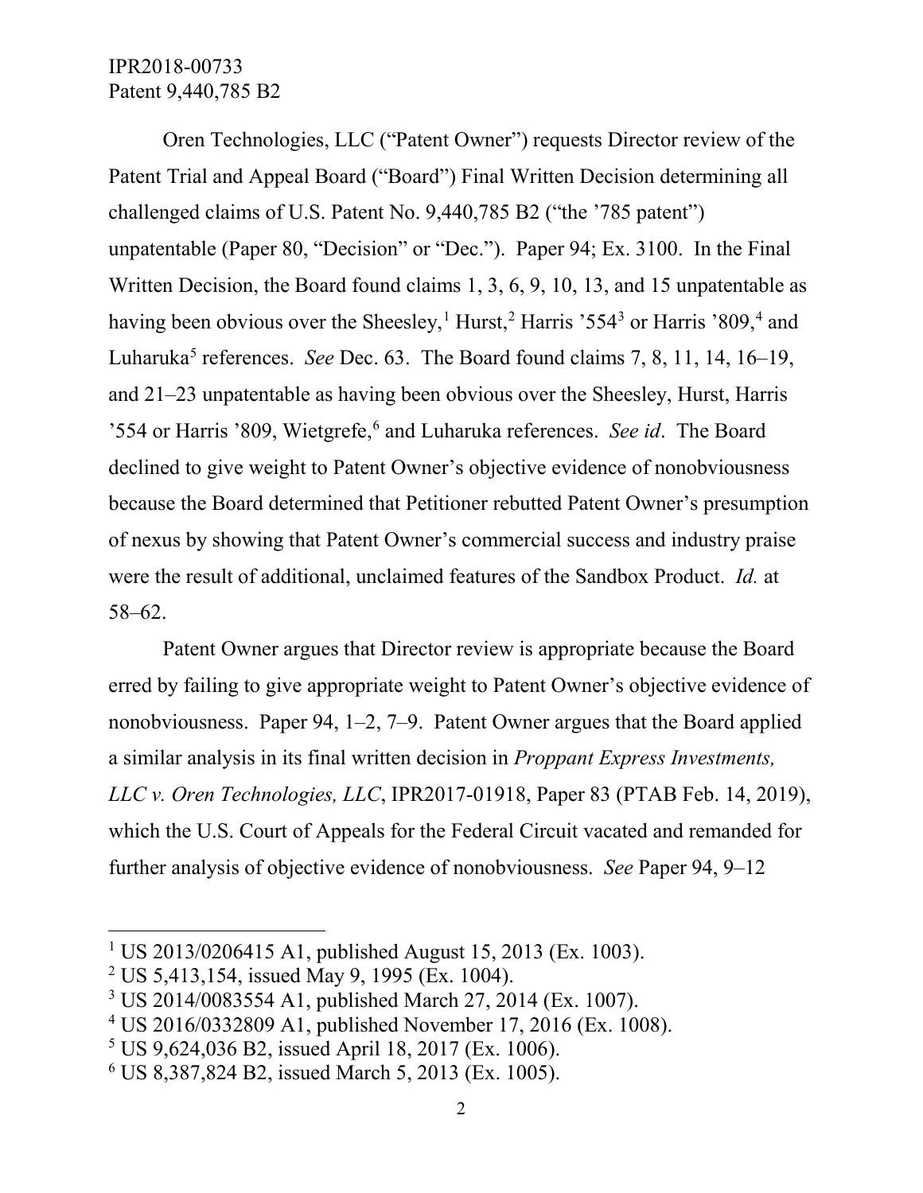Oren Technologies, LLC ("Patent Owner") requests Director review of the Patent Trial and Appeal Board ("Board") Final Written Decision determining all challenged claims of U.S. Patent No. 9,440,785 B2 ("the '785 patent") unpatentable (Paper 80, "Decision" or "Dec."). Paper 94; Ex. 3100. In the Final Written Decision, the Board found claims 1, 3, 6, 9, 10, 13, and 15 unpatentable as having been obvious over the Sheesley,[1] Hurst,[2] Harris '554[3] or Harris '809,[4] and Luharuka[5] references. *See* Dec. 63. The Board found claims 7, 8, 11, 14, 16–19, and 21–23 unpatentable as having been obvious over the Sheesley, Hurst, Harris '554 or Harris '809, Wietgrefe,[6] and Luharuka references. *See id*. The Board declined to give weight to Patent Owner's objective evidence of nonobviousness because the Board determined that Petitioner rebutted Patent Owner's presumption of nexus by showing that Patent Owner's commercial success and industry praise were the result of additional, unclaimed features of the Sandbox Product. *Id.* at 58–62.

Patent Owner argues that Director review is appropriate because the Board erred by failing to give appropriate weight to Patent Owner's objective evidence of nonobviousness. Paper 94, 1–2, 7–9. Patent Owner argues that the Board applied a similar analysis in its final written decision in *Proppant Express Investments, LLC v. Oren Technologies, LLC*, IPR2017-01918, Paper 83 (PTAB Feb. 14, 2019), which the U.S. Court of Appeals for the Federal Circuit vacated and remanded for further analysis of objective evidence of nonobviousness. *See* Paper 94, 9–12

---

[1] US 2013/0206415 A1, published August 15, 2013 (Ex. 1003).

[2] US 5,413,154, issued May 9, 1995 (Ex. 1004).

[3] US 2014/0083554 A1, published March 27, 2014 (Ex. 1007).

[4] US 2016/0332809 A1, published November 17, 2016 (Ex. 1008).

[5] US 9,624,036 B2, issued April 18, 2017 (Ex. 1006).

[6] US 8,387,824 B2, issued March 5, 2013 (Ex. 1005).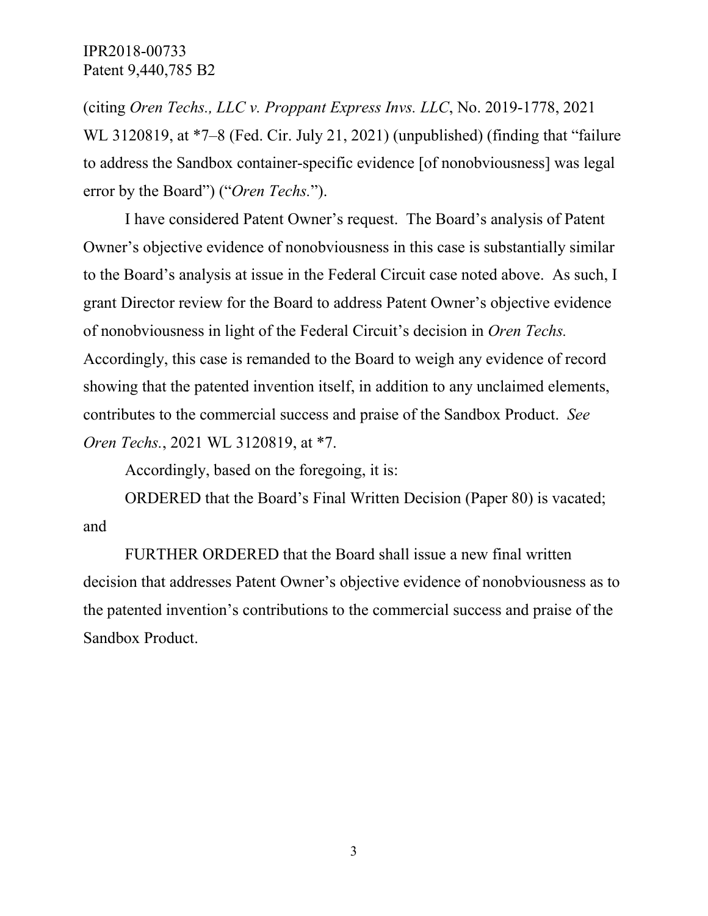(citing *Oren Techs., LLC v. Proppant Express Invs. LLC*, No. 2019-1778, 2021 WL 3120819, at *7–8 (Fed. Cir. July 21, 2021) (unpublished) (finding that "failure to address the Sandbox container-specific evidence [of nonobviousness] was legal error by the Board") ("*Oren Techs.*").

I have considered Patent Owner's request. The Board's analysis of Patent Owner's objective evidence of nonobviousness in this case is substantially similar to the Board's analysis at issue in the Federal Circuit case noted above. As such, I grant Director review for the Board to address Patent Owner's objective evidence of nonobviousness in light of the Federal Circuit's decision in *Oren Techs.* Accordingly, this case is remanded to the Board to weigh any evidence of record showing that the patented invention itself, in addition to any unclaimed elements, contributes to the commercial success and praise of the Sandbox Product. *See Oren Techs.*, 2021 WL 3120819, at *7.

Accordingly, based on the foregoing, it is:

ORDERED that the Board's Final Written Decision (Paper 80) is vacated; and

FURTHER ORDERED that the Board shall issue a new final written decision that addresses Patent Owner's objective evidence of nonobviousness as to the patented invention's contributions to the commercial success and praise of the Sandbox Product.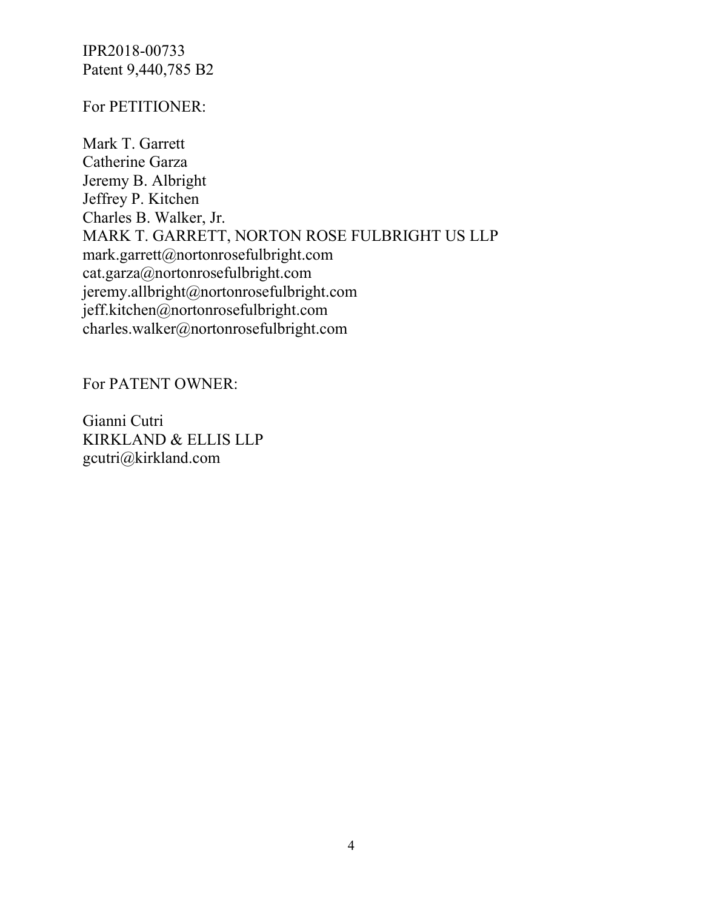IPR2018-00733
Patent 9,440,785 B2

For PETITIONER:

Mark T. Garrett
Catherine Garza
Jeremy B. Albright
Jeffrey P. Kitchen
Charles B. Walker, Jr.
MARK T. GARRETT, NORTON ROSE FULBRIGHT US LLP
mark.garrett@nortonrosefulbright.com
cat.garza@nortonrosefulbright.com
jeremy.allbright@nortonrosefulbright.com
jeff.kitchen@nortonrosefulbright.com
charles.walker@nortonrosefulbright.com

For PATENT OWNER:

Gianni Cutri
KIRKLAND & ELLIS LLP
gcutri@kirkland.com